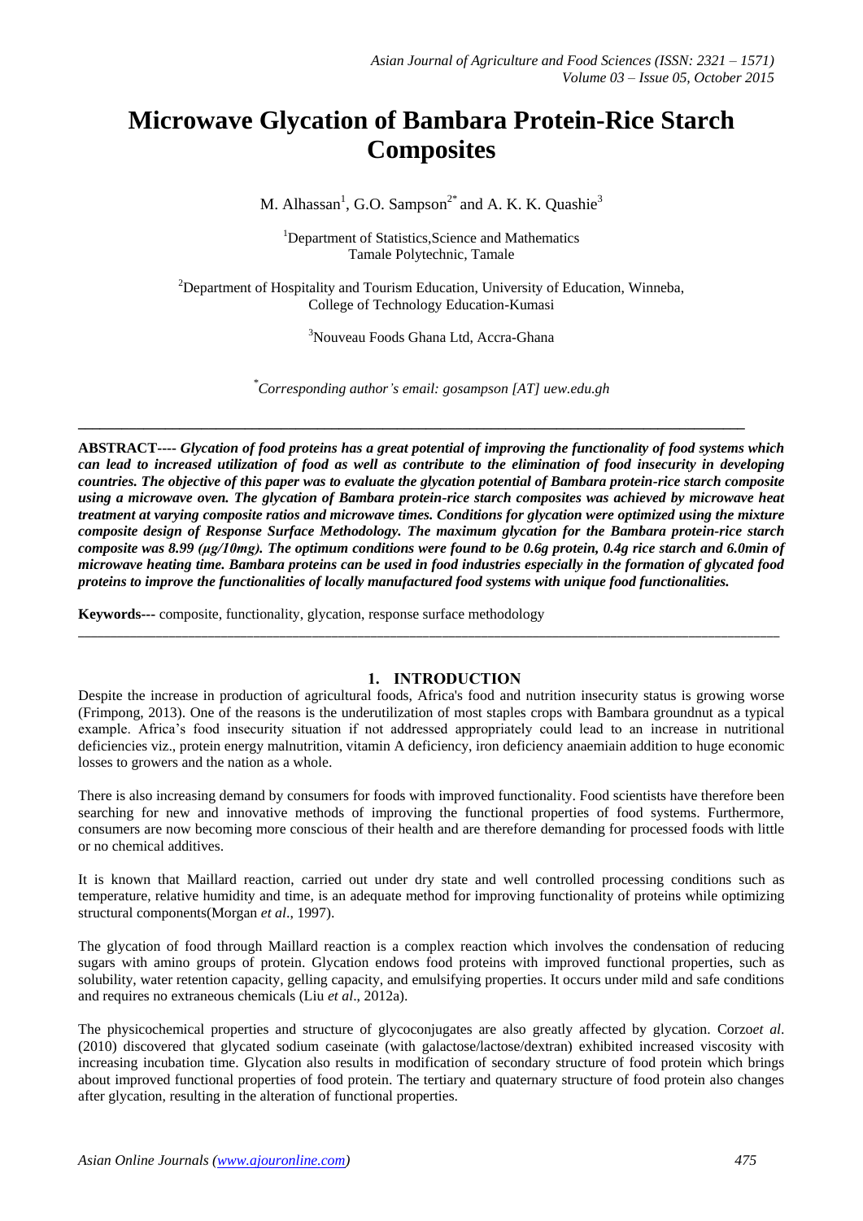# Microwave Glycation of Bambara Protein-Rice Starch Composites

M. Alhassan[1], G.O. Sampson[2*] and A. K. K. Quashie[3]

[1]Department of Statistics,Science and Mathematics
Tamale Polytechnic, Tamale

[2]Department of Hospitality and Tourism Education, University of Education, Winneba,
College of Technology Education-Kumasi

[3]Nouveau Foods Ghana Ltd, Accra-Ghana

*Corresponding author's email: gosampson [AT] uew.edu.gh

---

**ABSTRACT----** ***Glycation of food proteins has a great potential of improving the functionality of food systems which can lead to increased utilization of food as well as contribute to the elimination of food insecurity in developing countries. The objective of this paper was to evaluate the glycation potential of Bambara protein-rice starch composite using a microwave oven. The glycation of Bambara protein-rice starch composites was achieved by microwave heat treatment at varying composite ratios and microwave times. Conditions for glycation were optimized using the mixture composite design of Response Surface Methodology. The maximum glycation for the Bambara protein-rice starch composite was 8.99 (µg/10mg). The optimum conditions were found to be 0.6g protein, 0.4g rice starch and 6.0min of microwave heating time. Bambara proteins can be used in food industries especially in the formation of glycated food proteins to improve the functionalities of locally manufactured food systems with unique food functionalities.***

**Keywords---** composite, functionality, glycation, response surface methodology

---

## 1. INTRODUCTION

Despite the increase in production of agricultural foods, Africa's food and nutrition insecurity status is growing worse (Frimpong, 2013). One of the reasons is the underutilization of most staples crops with Bambara groundnut as a typical example. Africa's food insecurity situation if not addressed appropriately could lead to an increase in nutritional deficiencies viz., protein energy malnutrition, vitamin A deficiency, iron deficiency anaemiain addition to huge economic losses to growers and the nation as a whole.

There is also increasing demand by consumers for foods with improved functionality. Food scientists have therefore been searching for new and innovative methods of improving the functional properties of food systems. Furthermore, consumers are now becoming more conscious of their health and are therefore demanding for processed foods with little or no chemical additives.

It is known that Maillard reaction, carried out under dry state and well controlled processing conditions such as temperature, relative humidity and time, is an adequate method for improving functionality of proteins while optimizing structural components(Morgan *et al*., 1997).

The glycation of food through Maillard reaction is a complex reaction which involves the condensation of reducing sugars with amino groups of protein. Glycation endows food proteins with improved functional properties, such as solubility, water retention capacity, gelling capacity, and emulsifying properties. It occurs under mild and safe conditions and requires no extraneous chemicals (Liu *et al*., 2012a).

The physicochemical properties and structure of glycoconjugates are also greatly affected by glycation. Corzo*et al*. (2010) discovered that glycated sodium caseinate (with galactose/lactose/dextran) exhibited increased viscosity with increasing incubation time. Glycation also results in modification of secondary structure of food protein which brings about improved functional properties of food protein. The tertiary and quaternary structure of food protein also changes after glycation, resulting in the alteration of functional properties.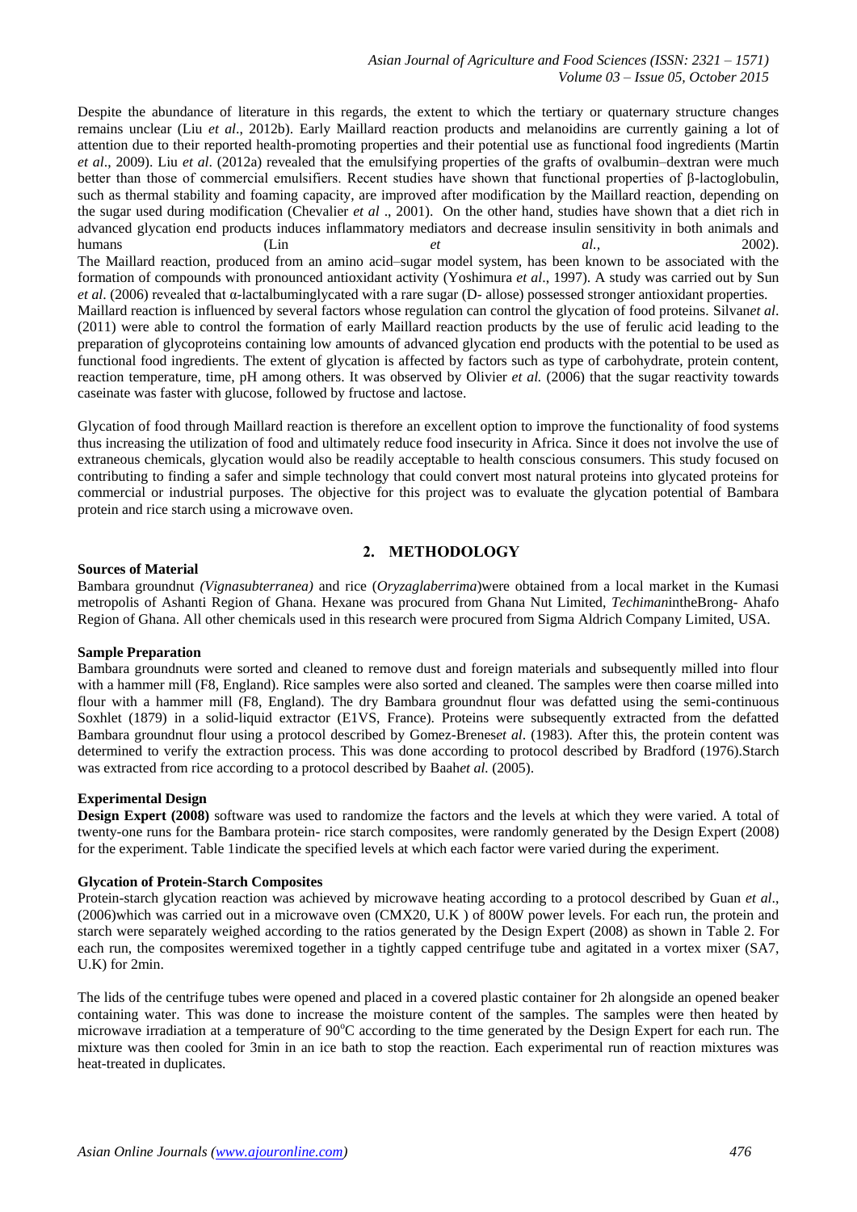Despite the abundance of literature in this regards, the extent to which the tertiary or quaternary structure changes remains unclear (Liu *et al*., 2012b). Early Maillard reaction products and melanoidins are currently gaining a lot of attention due to their reported health-promoting properties and their potential use as functional food ingredients (Martin *et al*., 2009). Liu *et al*. (2012a) revealed that the emulsifying properties of the grafts of ovalbumin–dextran were much better than those of commercial emulsifiers. Recent studies have shown that functional properties of β-lactoglobulin, such as thermal stability and foaming capacity, are improved after modification by the Maillard reaction, depending on the sugar used during modification (Chevalier *et al* ., 2001). On the other hand, studies have shown that a diet rich in advanced glycation end products induces inflammatory mediators and decrease insulin sensitivity in both animals and humans (Lin *et al.,* 2002).
The Maillard reaction, produced from an amino acid–sugar model system, has been known to be associated with the formation of compounds with pronounced antioxidant activity (Yoshimura *et al*., 1997). A study was carried out by Sun *et al*. (2006) revealed that α-lactalbuminglycated with a rare sugar (D- allose) possessed stronger antioxidant properties.
Maillard reaction is influenced by several factors whose regulation can control the glycation of food proteins. Silvan*et al*. (2011) were able to control the formation of early Maillard reaction products by the use of ferulic acid leading to the preparation of glycoproteins containing low amounts of advanced glycation end products with the potential to be used as functional food ingredients. The extent of glycation is affected by factors such as type of carbohydrate, protein content, reaction temperature, time, pH among others. It was observed by Olivier *et al.* (2006) that the sugar reactivity towards caseinate was faster with glucose, followed by fructose and lactose.

Glycation of food through Maillard reaction is therefore an excellent option to improve the functionality of food systems thus increasing the utilization of food and ultimately reduce food insecurity in Africa. Since it does not involve the use of extraneous chemicals, glycation would also be readily acceptable to health conscious consumers. This study focused on contributing to finding a safer and simple technology that could convert most natural proteins into glycated proteins for commercial or industrial purposes. The objective for this project was to evaluate the glycation potential of Bambara protein and rice starch using a microwave oven.

## 2. METHODOLOGY

**Sources of Material**

Bambara groundnut *(Vignasubterranea)* and rice (*Oryzaglaberrima*)were obtained from a local market in the Kumasi metropolis of Ashanti Region of Ghana. Hexane was procured from Ghana Nut Limited, *Techiman*intheBrong- Ahafo Region of Ghana. All other chemicals used in this research were procured from Sigma Aldrich Company Limited, USA.

**Sample Preparation**

Bambara groundnuts were sorted and cleaned to remove dust and foreign materials and subsequently milled into flour with a hammer mill (F8, England). Rice samples were also sorted and cleaned. The samples were then coarse milled into flour with a hammer mill (F8, England). The dry Bambara groundnut flour was defatted using the semi-continuous Soxhlet (1879) in a solid-liquid extractor (E1VS, France). Proteins were subsequently extracted from the defatted Bambara groundnut flour using a protocol described by Gomez-Brenes*et al*. (1983). After this, the protein content was determined to verify the extraction process. This was done according to protocol described by Bradford (1976).Starch was extracted from rice according to a protocol described by Baah*et al.* (2005).

**Experimental Design**

**Design Expert (2008)** software was used to randomize the factors and the levels at which they were varied. A total of twenty-one runs for the Bambara protein- rice starch composites, were randomly generated by the Design Expert (2008) for the experiment. Table 1indicate the specified levels at which each factor were varied during the experiment.

**Glycation of Protein-Starch Composites**

Protein-starch glycation reaction was achieved by microwave heating according to a protocol described by Guan *et al*., (2006)which was carried out in a microwave oven (CMX20, U.K ) of 800W power levels. For each run, the protein and starch were separately weighed according to the ratios generated by the Design Expert (2008) as shown in Table 2. For each run, the composites weremixed together in a tightly capped centrifuge tube and agitated in a vortex mixer (SA7, U.K) for 2min.

The lids of the centrifuge tubes were opened and placed in a covered plastic container for 2h alongside an opened beaker containing water. This was done to increase the moisture content of the samples. The samples were then heated by microwave irradiation at a temperature of 90°C according to the time generated by the Design Expert for each run. The mixture was then cooled for 3min in an ice bath to stop the reaction. Each experimental run of reaction mixtures was heat-treated in duplicates.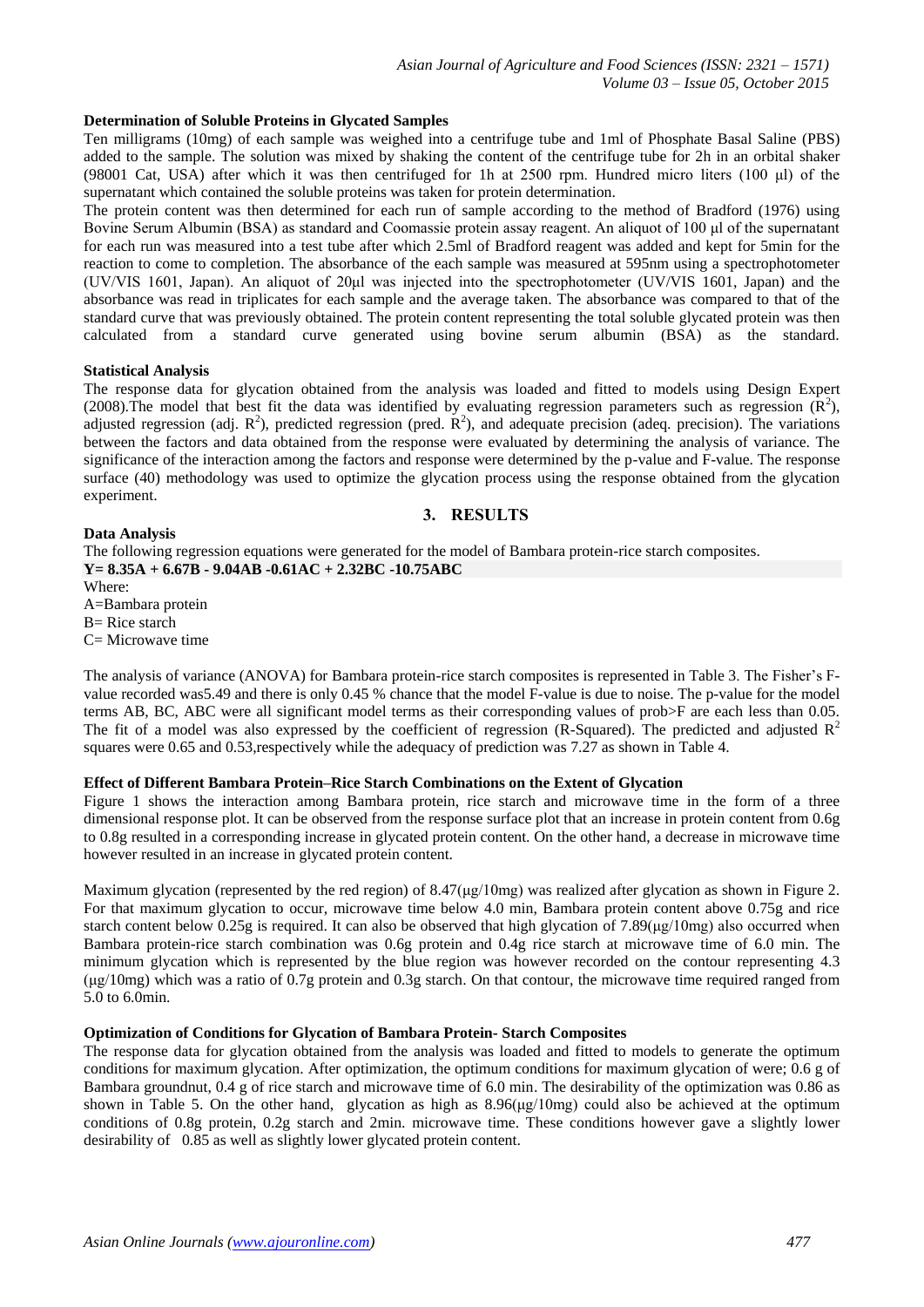**Determination of Soluble Proteins in Glycated Samples**

Ten milligrams (10mg) of each sample was weighed into a centrifuge tube and 1ml of Phosphate Basal Saline (PBS) added to the sample. The solution was mixed by shaking the content of the centrifuge tube for 2h in an orbital shaker (98001 Cat, USA) after which it was then centrifuged for 1h at 2500 rpm. Hundred micro liters (100 µl) of the supernatant which contained the soluble proteins was taken for protein determination.

The protein content was then determined for each run of sample according to the method of Bradford (1976) using Bovine Serum Albumin (BSA) as standard and Coomassie protein assay reagent. An aliquot of 100 µl of the supernatant for each run was measured into a test tube after which 2.5ml of Bradford reagent was added and kept for 5min for the reaction to come to completion. The absorbance of the each sample was measured at 595nm using a spectrophotometer (UV/VIS 1601, Japan). An aliquot of 20µl was injected into the spectrophotometer (UV/VIS 1601, Japan) and the absorbance was read in triplicates for each sample and the average taken. The absorbance was compared to that of the standard curve that was previously obtained. The protein content representing the total soluble glycated protein was then calculated from a standard curve generated using bovine serum albumin (BSA) as the standard.

**Statistical Analysis**

The response data for glycation obtained from the analysis was loaded and fitted to models using Design Expert (2008).The model that best fit the data was identified by evaluating regression parameters such as regression ($R^2$), adjusted regression (adj. $R^2$), predicted regression (pred. $R^2$), and adequate precision (adeq. precision). The variations between the factors and data obtained from the response were evaluated by determining the analysis of variance. The significance of the interaction among the factors and response were determined by the p-value and F-value. The response surface (40) methodology was used to optimize the glycation process using the response obtained from the glycation experiment.

## 3. RESULTS

**Data Analysis**

The following regression equations were generated for the model of Bambara protein-rice starch composites.

$$Y = 8.35A + 6.67B - 9.04AB - 0.61AC + 2.32BC - 10.75ABC$$

Where:
A=Bambara protein
B= Rice starch
C= Microwave time

The analysis of variance (ANOVA) for Bambara protein-rice starch composites is represented in Table 3. The Fisher's F-value recorded was5.49 and there is only 0.45 % chance that the model F-value is due to noise. The p-value for the model terms AB, BC, ABC were all significant model terms as their corresponding values of prob>F are each less than 0.05. The fit of a model was also expressed by the coefficient of regression (R-Squared). The predicted and adjusted $R^2$ squares were 0.65 and 0.53,respectively while the adequacy of prediction was 7.27 as shown in Table 4.

**Effect of Different Bambara Protein–Rice Starch Combinations on the Extent of Glycation**

Figure 1 shows the interaction among Bambara protein, rice starch and microwave time in the form of a three dimensional response plot. It can be observed from the response surface plot that an increase in protein content from 0.6g to 0.8g resulted in a corresponding increase in glycated protein content. On the other hand, a decrease in microwave time however resulted in an increase in glycated protein content.

Maximum glycation (represented by the red region) of 8.47(µg/10mg) was realized after glycation as shown in Figure 2. For that maximum glycation to occur, microwave time below 4.0 min, Bambara protein content above 0.75g and rice starch content below 0.25g is required. It can also be observed that high glycation of 7.89(µg/10mg) also occurred when Bambara protein-rice starch combination was 0.6g protein and 0.4g rice starch at microwave time of 6.0 min. The minimum glycation which is represented by the blue region was however recorded on the contour representing 4.3 (µg/10mg) which was a ratio of 0.7g protein and 0.3g starch. On that contour, the microwave time required ranged from 5.0 to 6.0min.

**Optimization of Conditions for Glycation of Bambara Protein- Starch Composites**

The response data for glycation obtained from the analysis was loaded and fitted to models to generate the optimum conditions for maximum glycation. After optimization, the optimum conditions for maximum glycation of were; 0.6 g of Bambara groundnut, 0.4 g of rice starch and microwave time of 6.0 min. The desirability of the optimization was 0.86 as shown in Table 5. On the other hand, glycation as high as 8.96(µg/10mg) could also be achieved at the optimum conditions of 0.8g protein, 0.2g starch and 2min. microwave time. These conditions however gave a slightly lower desirability of 0.85 as well as slightly lower glycated protein content.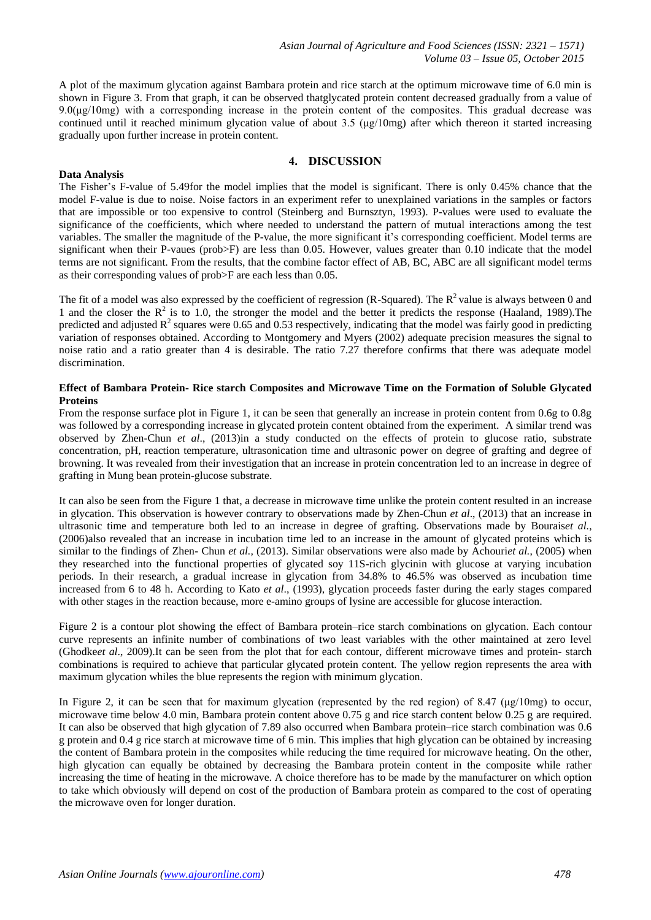A plot of the maximum glycation against Bambara protein and rice starch at the optimum microwave time of 6.0 min is shown in Figure 3. From that graph, it can be observed thatglycated protein content decreased gradually from a value of 9.0(μg/10mg) with a corresponding increase in the protein content of the composites. This gradual decrease was continued until it reached minimum glycation value of about 3.5 (μg/10mg) after which thereon it started increasing gradually upon further increase in protein content.

## 4. DISCUSSION

**Data Analysis**

The Fisher's F-value of 5.49for the model implies that the model is significant. There is only 0.45% chance that the model F-value is due to noise. Noise factors in an experiment refer to unexplained variations in the samples or factors that are impossible or too expensive to control (Steinberg and Burnsztyn, 1993). P-values were used to evaluate the significance of the coefficients, which where needed to understand the pattern of mutual interactions among the test variables. The smaller the magnitude of the P-value, the more significant it's corresponding coefficient. Model terms are significant when their P-vaues (prob>F) are less than 0.05. However, values greater than 0.10 indicate that the model terms are not significant. From the results, that the combine factor effect of AB, BC, ABC are all significant model terms as their corresponding values of prob>F are each less than 0.05.

The fit of a model was also expressed by the coefficient of regression (R-Squared). The $R^2$ value is always between 0 and 1 and the closer the $R^2$ is to 1.0, the stronger the model and the better it predicts the response (Haaland, 1989).The predicted and adjusted $R^2$ squares were 0.65 and 0.53 respectively, indicating that the model was fairly good in predicting variation of responses obtained. According to Montgomery and Myers (2002) adequate precision measures the signal to noise ratio and a ratio greater than 4 is desirable. The ratio 7.27 therefore confirms that there was adequate model discrimination.

**Effect of Bambara Protein- Rice starch Composites and Microwave Time on the Formation of Soluble Glycated Proteins**

From the response surface plot in Figure 1, it can be seen that generally an increase in protein content from 0.6g to 0.8g was followed by a corresponding increase in glycated protein content obtained from the experiment. A similar trend was observed by Zhen-Chun *et al*., (2013)in a study conducted on the effects of protein to glucose ratio, substrate concentration, pH, reaction temperature, ultrasonication time and ultrasonic power on degree of grafting and degree of browning. It was revealed from their investigation that an increase in protein concentration led to an increase in degree of grafting in Mung bean protein-glucose substrate.

It can also be seen from the Figure 1 that, a decrease in microwave time unlike the protein content resulted in an increase in glycation. This observation is however contrary to observations made by Zhen-Chun *et al*., (2013) that an increase in ultrasonic time and temperature both led to an increase in degree of grafting. Observations made by Bouraise*t al.*, (2006)also revealed that an increase in incubation time led to an increase in the amount of glycated proteins which is similar to the findings of Zhen- Chun *et al.,* (2013). Similar observations were also made by Achouri*et al.*, (2005) when they researched into the functional properties of glycated soy 11S-rich glycinin with glucose at varying incubation periods. In their research, a gradual increase in glycation from 34.8% to 46.5% was observed as incubation time increased from 6 to 48 h. According to Kato *et al*., (1993), glycation proceeds faster during the early stages compared with other stages in the reaction because, more e-amino groups of lysine are accessible for glucose interaction.

Figure 2 is a contour plot showing the effect of Bambara protein–rice starch combinations on glycation. Each contour curve represents an infinite number of combinations of two least variables with the other maintained at zero level (Ghodke*et al*., 2009).It can be seen from the plot that for each contour, different microwave times and protein- starch combinations is required to achieve that particular glycated protein content. The yellow region represents the area with maximum glycation whiles the blue represents the region with minimum glycation.

In Figure 2, it can be seen that for maximum glycation (represented by the red region) of 8.47 (μg/10mg) to occur, microwave time below 4.0 min, Bambara protein content above 0.75 g and rice starch content below 0.25 g are required. It can also be observed that high glycation of 7.89 also occurred when Bambara protein–rice starch combination was 0.6 g protein and 0.4 g rice starch at microwave time of 6 min. This implies that high glycation can be obtained by increasing the content of Bambara protein in the composites while reducing the time required for microwave heating. On the other, high glycation can equally be obtained by decreasing the Bambara protein content in the composite while rather increasing the time of heating in the microwave. A choice therefore has to be made by the manufacturer on which option to take which obviously will depend on cost of the production of Bambara protein as compared to the cost of operating the microwave oven for longer duration.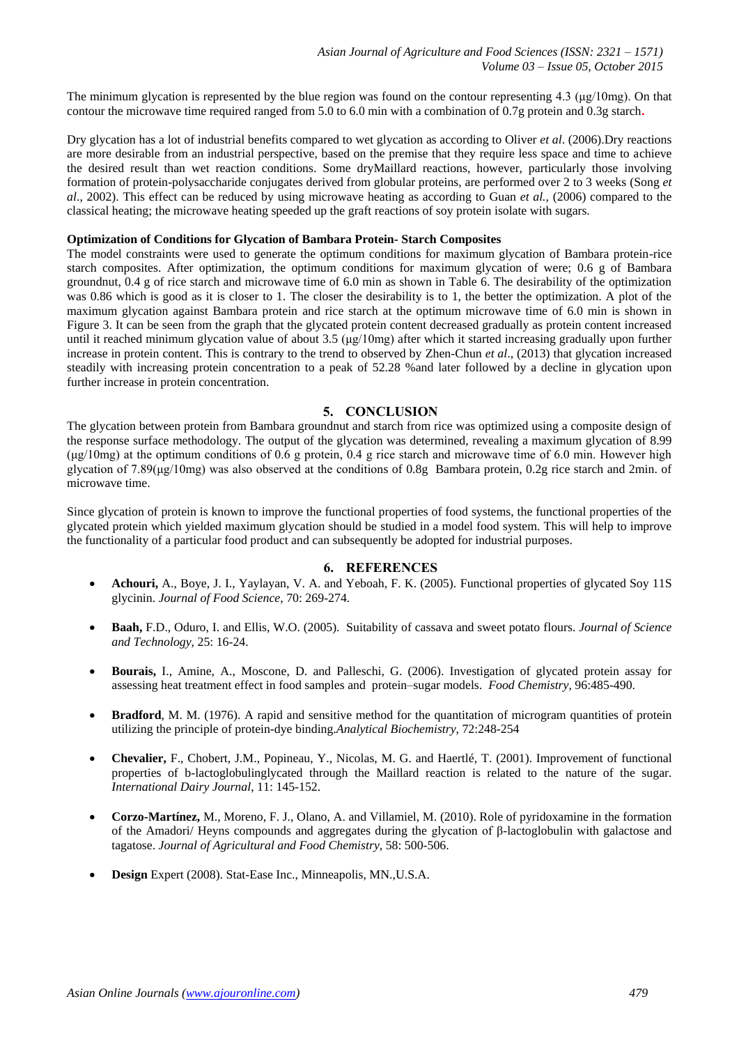The minimum glycation is represented by the blue region was found on the contour representing 4.3 (μg/10mg). On that contour the microwave time required ranged from 5.0 to 6.0 min with a combination of 0.7g protein and 0.3g starch.

Dry glycation has a lot of industrial benefits compared to wet glycation as according to Oliver *et al*. (2006).Dry reactions are more desirable from an industrial perspective, based on the premise that they require less space and time to achieve the desired result than wet reaction conditions. Some dryMaillard reactions, however, particularly those involving formation of protein-polysaccharide conjugates derived from globular proteins, are performed over 2 to 3 weeks (Song *et al*., 2002). This effect can be reduced by using microwave heating as according to Guan *et al.,* (2006) compared to the classical heating; the microwave heating speeded up the graft reactions of soy protein isolate with sugars.

**Optimization of Conditions for Glycation of Bambara Protein- Starch Composites**

The model constraints were used to generate the optimum conditions for maximum glycation of Bambara protein-rice starch composites. After optimization, the optimum conditions for maximum glycation of were; 0.6 g of Bambara groundnut, 0.4 g of rice starch and microwave time of 6.0 min as shown in Table 6. The desirability of the optimization was 0.86 which is good as it is closer to 1. The closer the desirability is to 1, the better the optimization. A plot of the maximum glycation against Bambara protein and rice starch at the optimum microwave time of 6.0 min is shown in Figure 3. It can be seen from the graph that the glycated protein content decreased gradually as protein content increased until it reached minimum glycation value of about 3.5 (μg/10mg) after which it started increasing gradually upon further increase in protein content. This is contrary to the trend to observed by Zhen-Chun *et al*., (2013) that glycation increased steadily with increasing protein concentration to a peak of 52.28 %and later followed by a decline in glycation upon further increase in protein concentration.

## 5. CONCLUSION

The glycation between protein from Bambara groundnut and starch from rice was optimized using a composite design of the response surface methodology. The output of the glycation was determined, revealing a maximum glycation of 8.99 (μg/10mg) at the optimum conditions of 0.6 g protein, 0.4 g rice starch and microwave time of 6.0 min. However high glycation of 7.89(μg/10mg) was also observed at the conditions of 0.8g Bambara protein, 0.2g rice starch and 2min. of microwave time.

Since glycation of protein is known to improve the functional properties of food systems, the functional properties of the glycated protein which yielded maximum glycation should be studied in a model food system. This will help to improve the functionality of a particular food product and can subsequently be adopted for industrial purposes.

## 6. REFERENCES

- **Achouri,** A., Boye, J. I., Yaylayan, V. A. and Yeboah, F. K. (2005). Functional properties of glycated Soy 11S glycinin. *Journal of Food Science,* 70: 269-274.
- **Baah,** F.D., Oduro, I. and Ellis, W.O. (2005). Suitability of cassava and sweet potato flours. *Journal of Science and Technology,* 25: 16-24.
- **Bourais,** I., Amine, A., Moscone, D. and Palleschi, G. (2006). Investigation of glycated protein assay for assessing heat treatment effect in food samples and protein–sugar models. *Food Chemistry,* 96:485-490.
- **Bradford**, M. M. (1976). A rapid and sensitive method for the quantitation of microgram quantities of protein utilizing the principle of protein-dye binding.*Analytical Biochemistry*, 72:248-254
- **Chevalier,** F., Chobert, J.M., Popineau, Y., Nicolas, M. G. and Haertlé, T. (2001). Improvement of functional properties of b-lactoglobulinglycated through the Maillard reaction is related to the nature of the sugar. *International Dairy Journal*, 11: 145-152.
- **Corzo-Martínez,** M., Moreno, F. J., Olano, A. and Villamiel, M. (2010). Role of pyridoxamine in the formation of the Amadori/ Heyns compounds and aggregates during the glycation of β-lactoglobulin with galactose and tagatose. *Journal of Agricultural and Food Chemistry*, 58: 500-506.
- **Design** Expert (2008). Stat-Ease Inc., Minneapolis, MN.,U.S.A.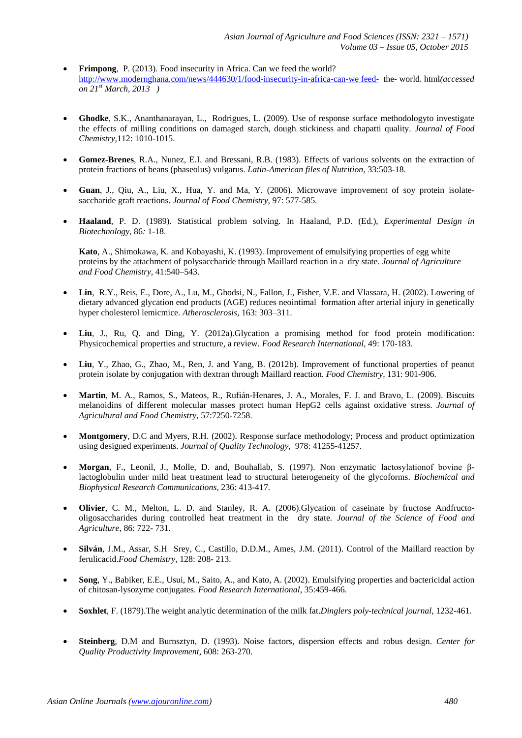- **Frimpong**, P. (2013). Food insecurity in Africa. Can we feed the world? [http://www.modernghana.com/news/444630/1/food-insecurity-in-africa-can-we feed-](http://www.modernghana.com/news/444630/1/food-insecurity-in-africa-can-we%20feed-) the- world. html*(accessed on 21st March, 2013 )*

- **Ghodke**, S.K., Ananthanarayan, L., Rodrigues, L. (2009). Use of response surface methodologyto investigate the effects of milling conditions on damaged starch, dough stickiness and chapatti quality. *Journal of Food Chemistry*,112: 1010-1015.

- **Gomez-Brenes**, R.A., Nunez, E.I. and Bressani, R.B. (1983). Effects of various solvents on the extraction of protein fractions of beans (phaseolus) vulgarus. *Latin-American files of Nutrition*, 33:503-18.

- **Guan**, J., Qiu, A., Liu, X., Hua, Y. and Ma, Y. (2006). Microwave improvement of soy protein isolate-saccharide graft reactions. *Journal of Food Chemistry*, 97: 577-585.

- **Haaland**, P. D. (1989). Statistical problem solving. In Haaland, P.D. (Ed.), *Experimental Design in Biotechnology*, 86: 1-18.

  **Kato**, A., Shimokawa, K. and Kobayashi, K. (1993). Improvement of emulsifying properties of egg white proteins by the attachment of polysaccharide through Maillard reaction in a dry state. *Journal of Agriculture and Food Chemistry*, 41:540–543.

- **Lin**, R.Y., Reis, E., Dore, A., Lu, M., Ghodsi, N., Fallon, J., Fisher, V.E. and Vlassara, H. (2002). Lowering of dietary advanced glycation end products (AGE) reduces neointimal formation after arterial injury in genetically hyper cholesterol lemicmice. *Atherosclerosis*, 163: 303–311.

- **Liu**, J., Ru, Q. and Ding, Y. (2012a).Glycation a promising method for food protein modification: Physicochemical properties and structure, a review. *Food Research International*, 49: 170-183.

- **Liu**, Y., Zhao, G., Zhao, M., Ren, J. and Yang, B. (2012b). Improvement of functional properties of peanut protein isolate by conjugation with dextran through Maillard reaction. *Food Chemistry*, 131: 901-906.

- **Martin**, M. A., Ramos, S., Mateos, R., Rufián-Henares, J. A., Morales, F. J. and Bravo, L. (2009). Biscuits melanoidins of different molecular masses protect human HepG2 cells against oxidative stress. *Journal of Agricultural and Food Chemistry*, 57:7250-7258.

- **Montgomery**, D.C and Myers, R.H. (2002). Response surface methodology; Process and product optimization using designed experiments. *Journal of Quality Technology*, 978: 41255-41257.

- **Morgan**, F., Leonil, J., Molle, D. and, Bouhallab, S. (1997). Non enzymatic lactosylationof bovine β-lactoglobulin under mild heat treatment lead to structural heterogeneity of the glycoforms. *Biochemical and Biophysical Research Communications*, 236: 413-417.

- **Olivier**, C. M., Melton, L. D. and Stanley, R. A. (2006).Glycation of caseinate by fructose Andfructo-oligosaccharides during controlled heat treatment in the dry state. *Journal of the Science of Food and Agriculture*, 86: 722- 731.

- **Silván**, J.M., Assar, S.H Srey, C., Castillo, D.D.M., Ames, J.M. (2011). Control of the Maillard reaction by ferulicacid.*Food Chemistry*, 128: 208- 213.

- **Song**, Y., Babiker, E.E., Usui, M., Saito, A., and Kato, A. (2002). Emulsifying properties and bactericidal action of chitosan-lysozyme conjugates. *Food Research International*, 35:459-466.

- **Soxhlet**, F. (1879).The weight analytic determination of the milk fat.*Dinglers poly-technical journal*, 1232-461.

- **Steinberg**, D.M and Burnsztyn, D. (1993). Noise factors, dispersion effects and robus design. *Center for Quality Productivity Improvement*, 608: 263-270.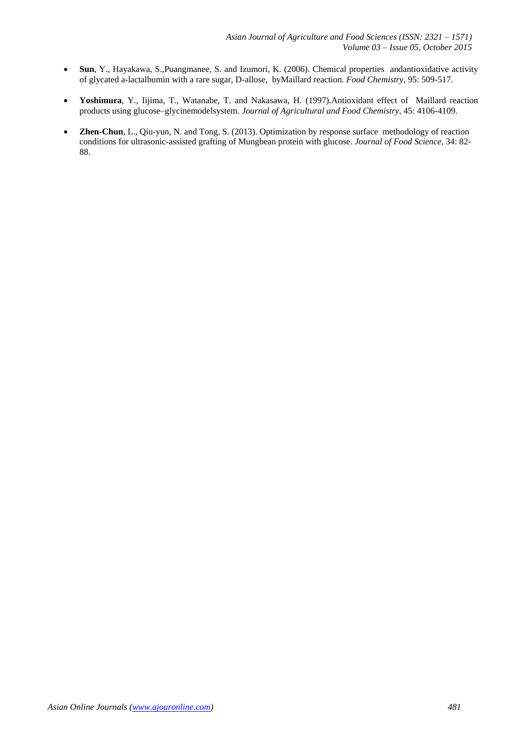- **Sun**, Y., Hayakawa, S.,Puangmanee, S. and Izumori, K. (2006). Chemical properties andantioxidative activity of glycated a-lactalbumin with a rare sugar, D-allose, byMaillard reaction. *Food Chemistry*, 95: 509-517.

- **Yoshimura**, Y., Iijima, T., Watanabe, T. and Nakasawa, H. (1997).Antioxidant effect of Maillard reaction products using glucose–glycinemodelsystem. *Journal of Agricultural and Food Chemistry*, 45: 4106-4109.

- **Zhen-Chun**, L., Qiu-yun, N. and Tong, S. (2013). Optimization by response surface methodology of reaction conditions for ultrasonic-assisted grafting of Mungbean protein with glucose. *Journal of Food Science*, 34: 82-88.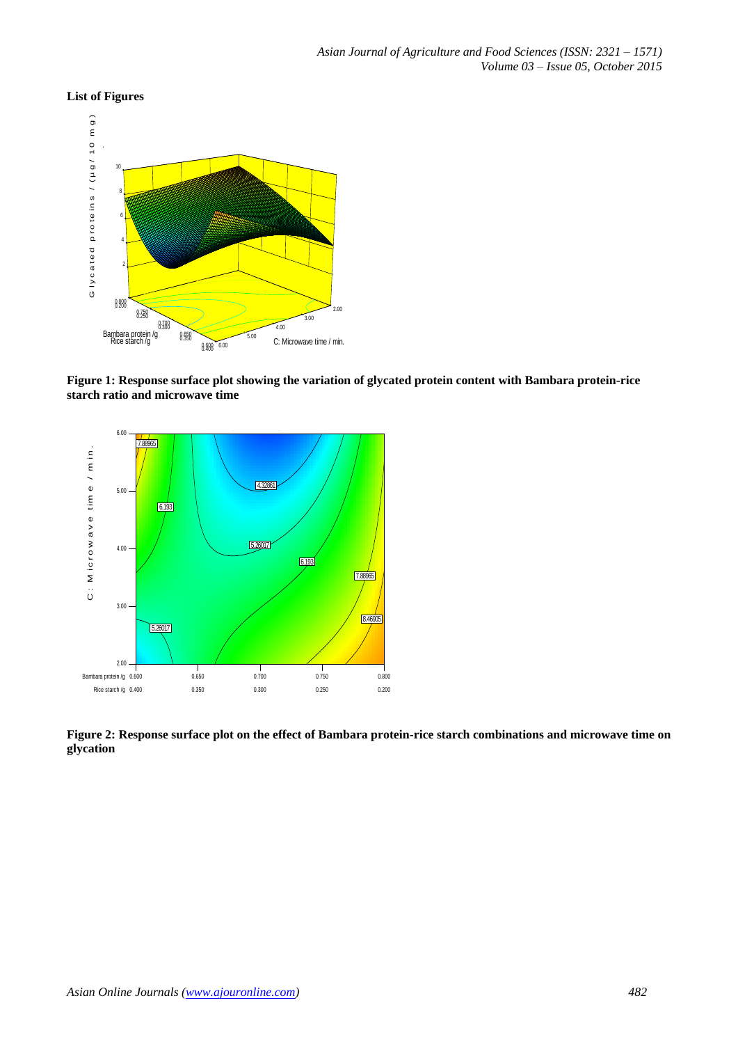**List of Figures**

**Figure 1: Response surface plot showing the variation of glycated protein content with Bambara protein-rice starch ratio and microwave time**

**Figure 2: Response surface plot on the effect of Bambara protein-rice starch combinations and microwave time on glycation**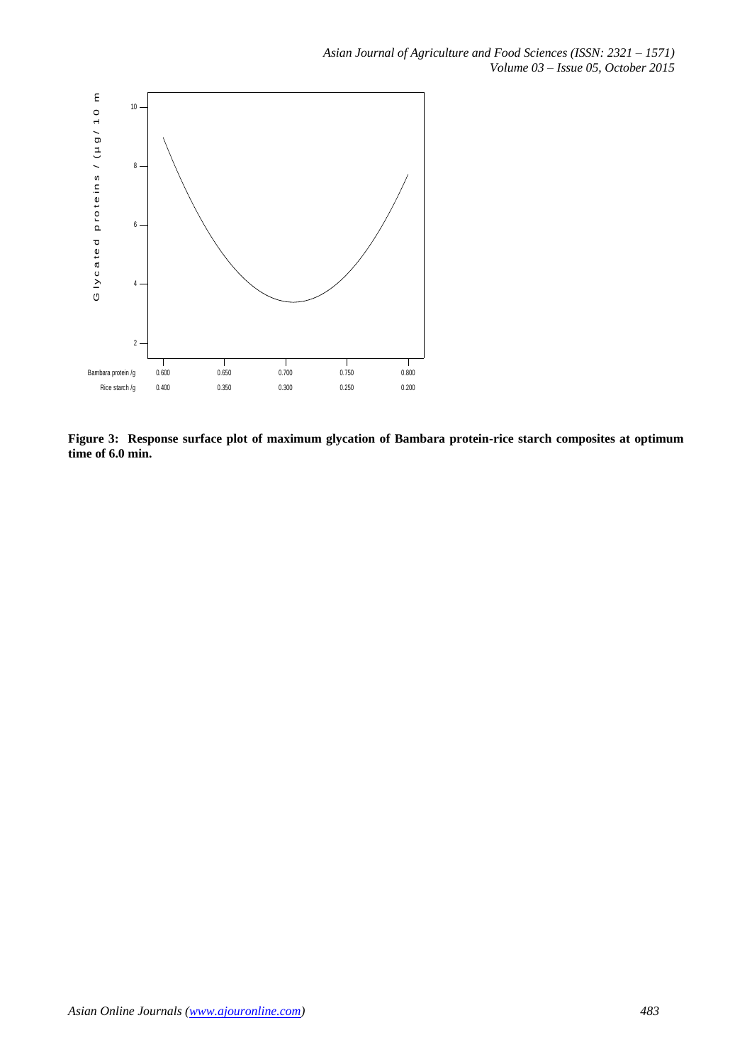Figure 3: Response surface plot of maximum glycation of Bambara protein-rice starch composites at optimum time of 6.0 min.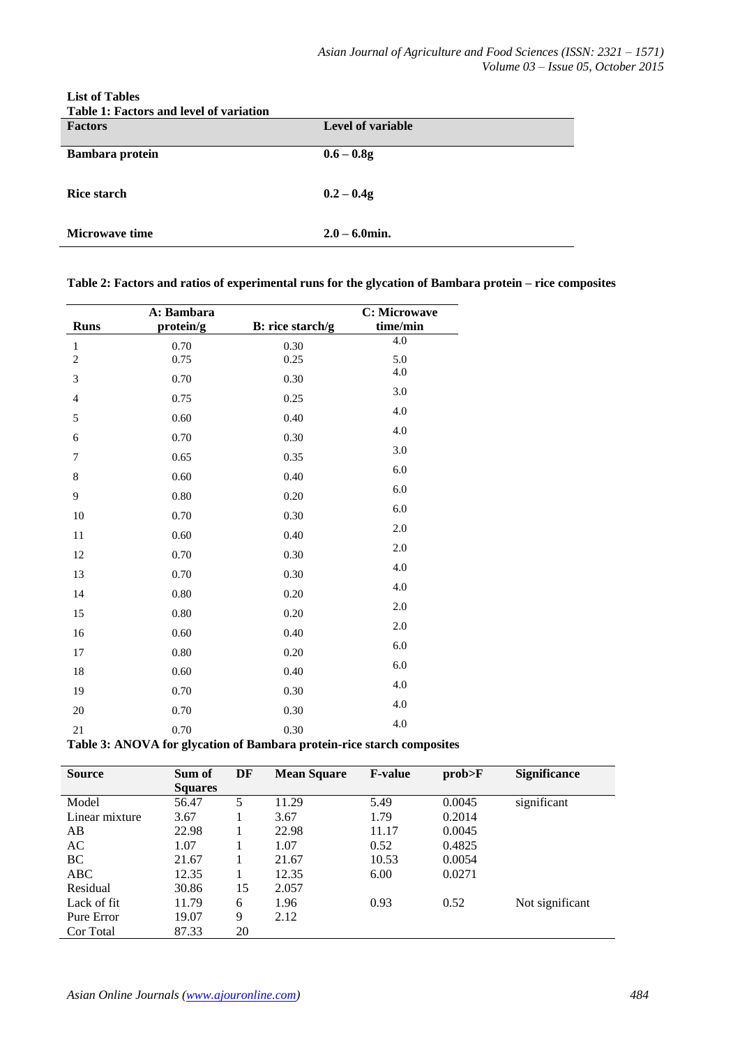**List of Tables**

**Table 1: Factors and level of variation**

| Factors | Level of variable |
|---|---|
| **Bambara protein** | **0.6 – 0.8g** |
| **Rice starch** | **0.2 – 0.4g** |
| **Microwave time** | **2.0 – 6.0min.** |

**Table 2: Factors and ratios of experimental runs for the glycation of Bambara protein – rice composites**

| Runs | A: Bambara protein/g | B: rice starch/g | C: Microwave time/min |
|---|---|---|---|
| 1 | 0.70 | 0.30 | 4.0 |
| 2 | 0.75 | 0.25 | 5.0 |
| 3 | 0.70 | 0.30 | 4.0 |
| 4 | 0.75 | 0.25 | 3.0 |
| 5 | 0.60 | 0.40 | 4.0 |
| 6 | 0.70 | 0.30 | 4.0 |
| 7 | 0.65 | 0.35 | 3.0 |
| 8 | 0.60 | 0.40 | 6.0 |
| 9 | 0.80 | 0.20 | 6.0 |
| 10 | 0.70 | 0.30 | 6.0 |
| 11 | 0.60 | 0.40 | 2.0 |
| 12 | 0.70 | 0.30 | 2.0 |
| 13 | 0.70 | 0.30 | 4.0 |
| 14 | 0.80 | 0.20 | 4.0 |
| 15 | 0.80 | 0.20 | 2.0 |
| 16 | 0.60 | 0.40 | 2.0 |
| 17 | 0.80 | 0.20 | 6.0 |
| 18 | 0.60 | 0.40 | 6.0 |
| 19 | 0.70 | 0.30 | 4.0 |
| 20 | 0.70 | 0.30 | 4.0 |
| 21 | 0.70 | 0.30 | 4.0 |

**Table 3: ANOVA for glycation of Bambara protein-rice starch composites**

| Source | Sum of Squares | DF | Mean Square | F-value | prob>F | Significance |
|---|---|---|---|---|---|---|
| Model | 56.47 | 5 | 11.29 | 5.49 | 0.0045 | significant |
| Linear mixture | 3.67 | 1 | 3.67 | 1.79 | 0.2014 | |
| AB | 22.98 | 1 | 22.98 | 11.17 | 0.0045 | |
| AC | 1.07 | 1 | 1.07 | 0.52 | 0.4825 | |
| BC | 21.67 | 1 | 21.67 | 10.53 | 0.0054 | |
| ABC | 12.35 | 1 | 12.35 | 6.00 | 0.0271 | |
| Residual | 30.86 | 15 | 2.057 | | | |
| Lack of fit | 11.79 | 6 | 1.96 | 0.93 | 0.52 | Not significant |
| Pure Error | 19.07 | 9 | 2.12 | | | |
| Cor Total | 87.33 | 20 | | | | |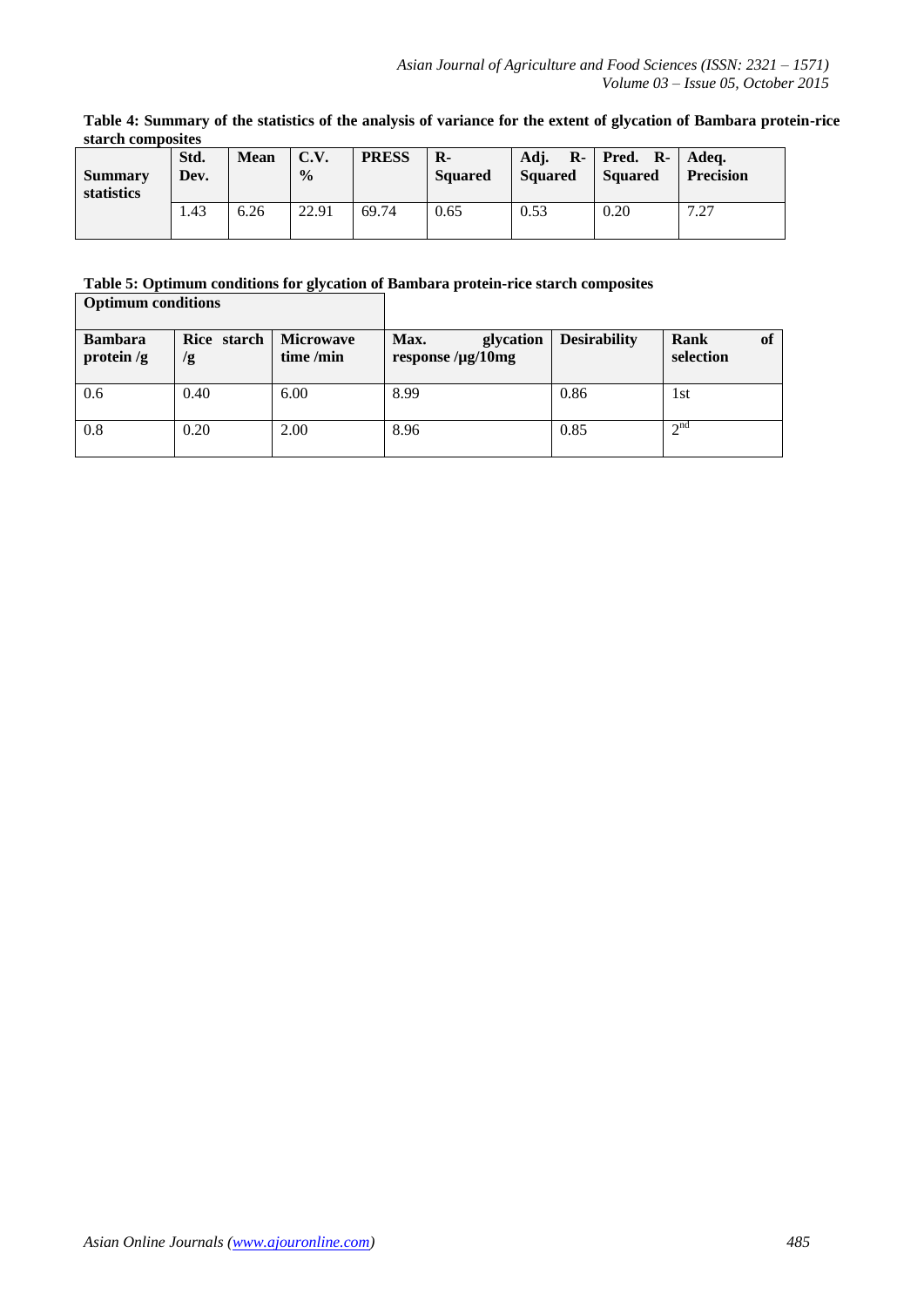**Table 4: Summary of the statistics of the analysis of variance for the extent of glycation of Bambara protein-rice starch composites**

| Summary statistics | Std. Dev. | Mean | C.V. % | PRESS | R-Squared | Adj. R-Squared | Pred. R-Squared | Adeq. Precision |
|---|---|---|---|---|---|---|---|---|
| | 1.43 | 6.26 | 22.91 | 69.74 | 0.65 | 0.53 | 0.20 | 7.27 |

**Table 5: Optimum conditions for glycation of Bambara protein-rice starch composites**

| Optimum conditions | | | | | |
|---|---|---|---|---|---|
| Bambara protein /g | Rice starch /g | Microwave time /min | Max. glycation response /µg/10mg | Desirability | Rank of selection |
| 0.6 | 0.40 | 6.00 | 8.99 | 0.86 | 1st |
| 0.8 | 0.20 | 2.00 | 8.96 | 0.85 | 2nd |